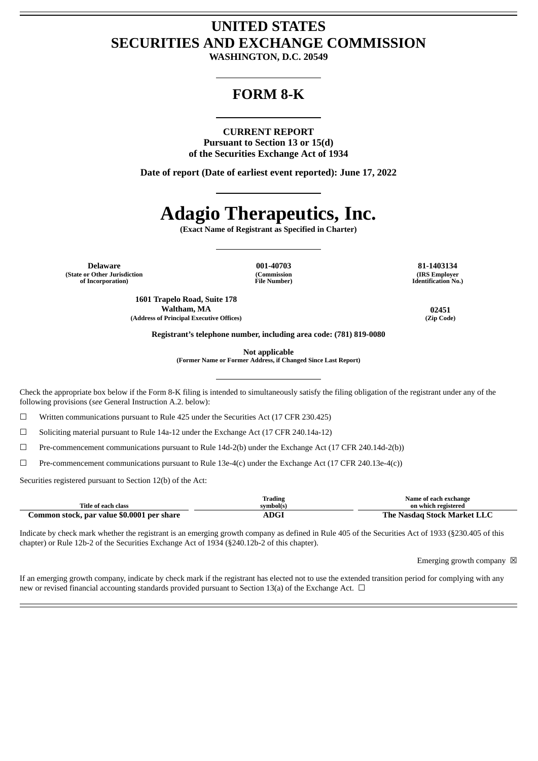# UNITED STATES
# SECURITIES AND EXCHANGE COMMISSION

**WASHINGTON, D.C. 20549**

## FORM 8-K

**CURRENT REPORT**
**Pursuant to Section 13 or 15(d)**
**of the Securities Exchange Act of 1934**

**Date of report (Date of earliest event reported): June 17, 2022**

# Adagio Therapeutics, Inc.

**(Exact Name of Registrant as Specified in Charter)**

| Delaware | 001-40703 | 81-1403134 |
|---|---|---|
| (State or Other Jurisdiction of Incorporation) | (Commission File Number) | (IRS Employer Identification No.) |

| 1601 Trapelo Road, Suite 178 Waltham, MA | 02451 |
|---|---|
| (Address of Principal Executive Offices) | (Zip Code) |

**Registrant's telephone number, including area code: (781) 819-0080**

**Not applicable**
**(Former Name or Former Address, if Changed Since Last Report)**

Check the appropriate box below if the Form 8-K filing is intended to simultaneously satisfy the filing obligation of the registrant under any of the following provisions (*see* General Instruction A.2. below):

☐ Written communications pursuant to Rule 425 under the Securities Act (17 CFR 230.425)

☐ Soliciting material pursuant to Rule 14a-12 under the Exchange Act (17 CFR 240.14a-12)

☐ Pre-commencement communications pursuant to Rule 14d-2(b) under the Exchange Act (17 CFR 240.14d-2(b))

☐ Pre-commencement communications pursuant to Rule 13e-4(c) under the Exchange Act (17 CFR 240.13e-4(c))

Securities registered pursuant to Section 12(b) of the Act:

| Title of each class | Trading symbol(s) | Name of each exchange on which registered |
|---|---|---|
| **Common stock, par value $0.0001 per share** | **ADGI** | **The Nasdaq Stock Market LLC** |

Indicate by check mark whether the registrant is an emerging growth company as defined in Rule 405 of the Securities Act of 1933 (§230.405 of this chapter) or Rule 12b-2 of the Securities Exchange Act of 1934 (§240.12b-2 of this chapter).

Emerging growth company ☒

If an emerging growth company, indicate by check mark if the registrant has elected not to use the extended transition period for complying with any new or revised financial accounting standards provided pursuant to Section 13(a) of the Exchange Act. ☐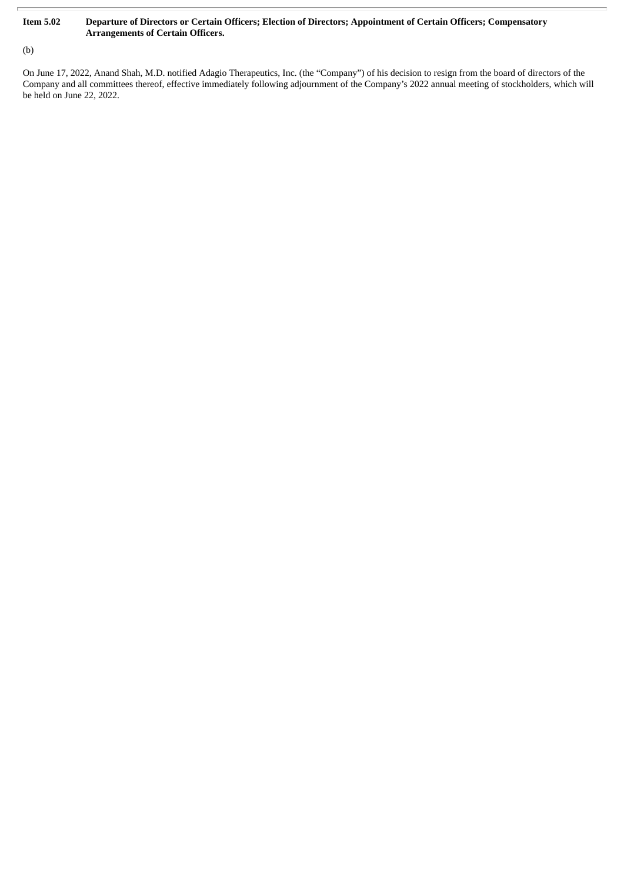**Item 5.02 Departure of Directors or Certain Officers; Election of Directors; Appointment of Certain Officers; Compensatory Arrangements of Certain Officers.**

(b)

On June 17, 2022, Anand Shah, M.D. notified Adagio Therapeutics, Inc. (the "Company") of his decision to resign from the board of directors of the Company and all committees thereof, effective immediately following adjournment of the Company's 2022 annual meeting of stockholders, which will be held on June 22, 2022.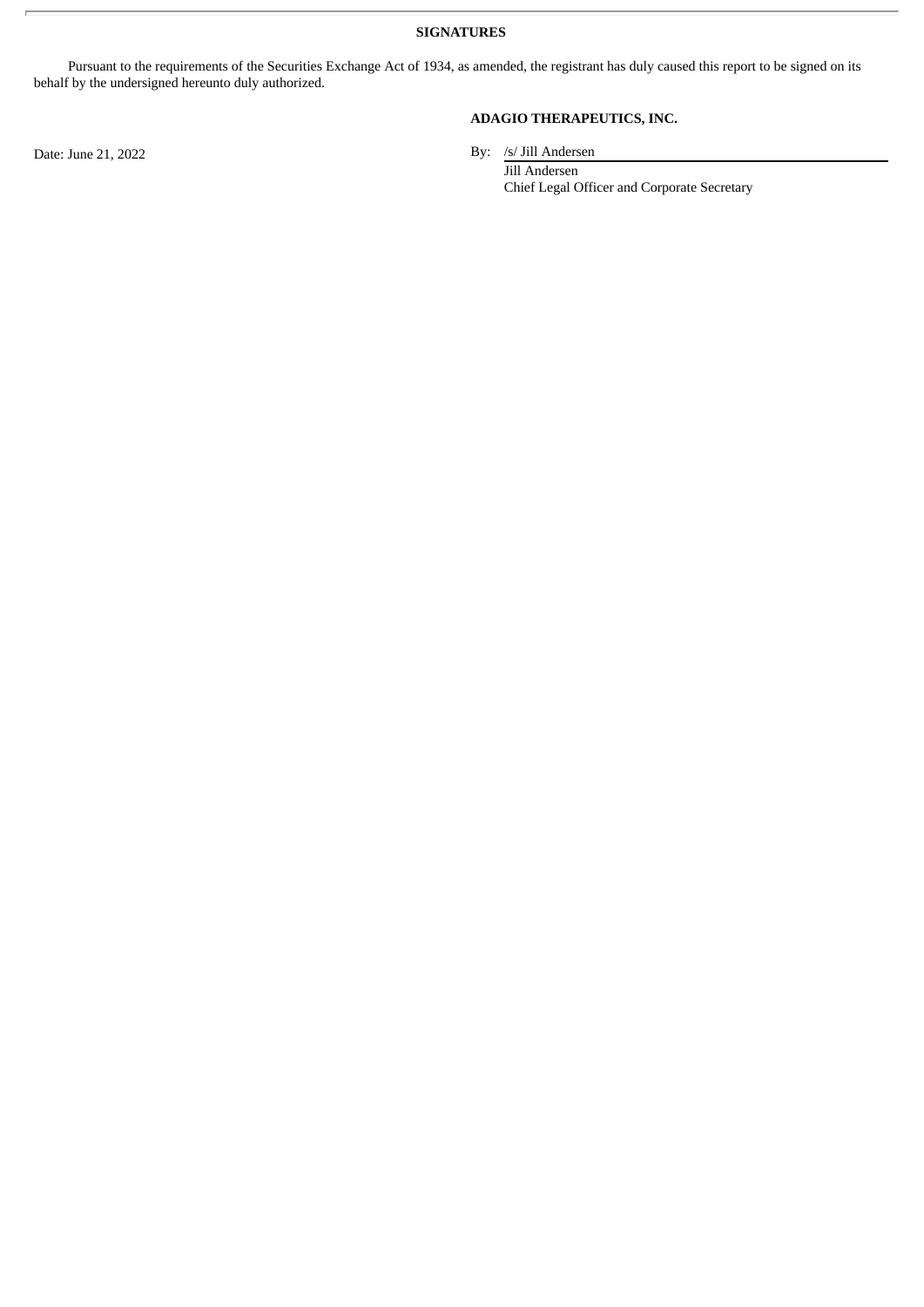**SIGNATURES**

Pursuant to the requirements of the Securities Exchange Act of 1934, as amended, the registrant has duly caused this report to be signed on its behalf by the undersigned hereunto duly authorized.

**ADAGIO THERAPEUTICS, INC.**

Date: June 21, 2022

By: /s/ Jill Andersen

Jill Andersen

Chief Legal Officer and Corporate Secretary